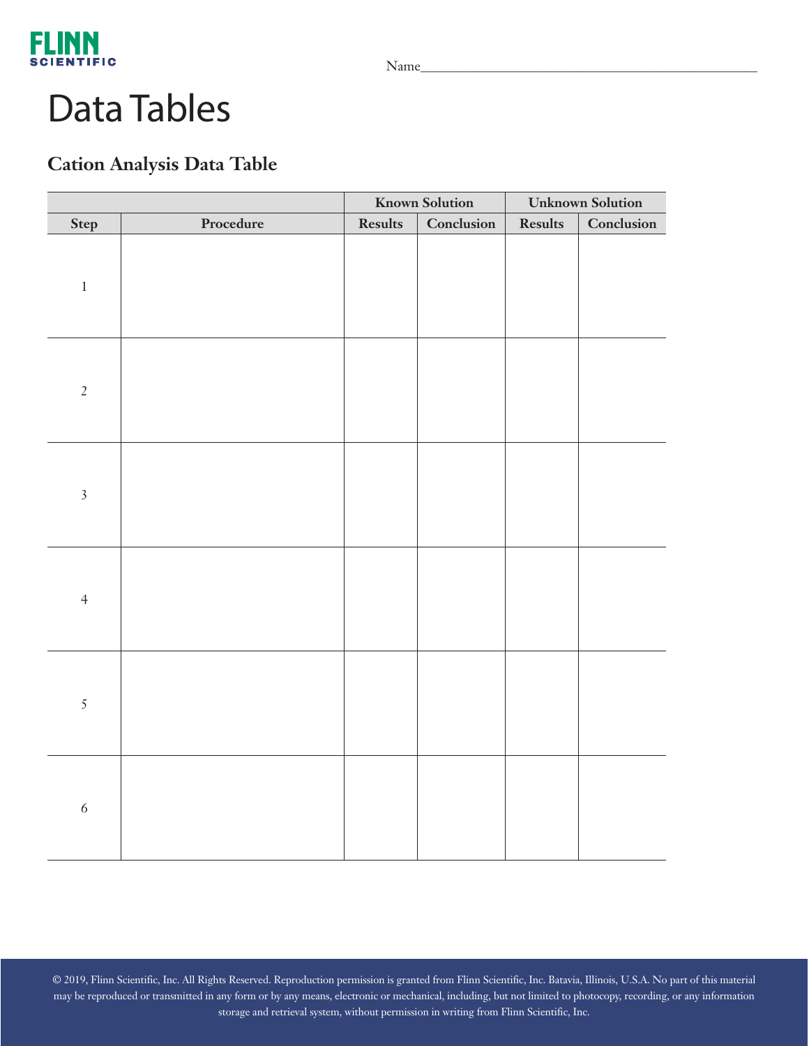Name_______________________________________________

# Data Tables

## Cation Analysis Data Table

| | | Known Solution | | Unknown Solution | |
|---|---|---|---|---|---|
| **Step** | **Procedure** | **Results** | **Conclusion** | **Results** | **Conclusion** |
| 1 | | | | | |
| 2 | | | | | |
| 3 | | | | | |
| 4 | | | | | |
| 5 | | | | | |
| 6 | | | | | |

© 2019, Flinn Scientific, Inc. All Rights Reserved. Reproduction permission is granted from Flinn Scientific, Inc. Batavia, Illinois, U.S.A. No part of this material may be reproduced or transmitted in any form or by any means, electronic or mechanical, including, but not limited to photocopy, recording, or any information storage and retrieval system, without permission in writing from Flinn Scientific, Inc.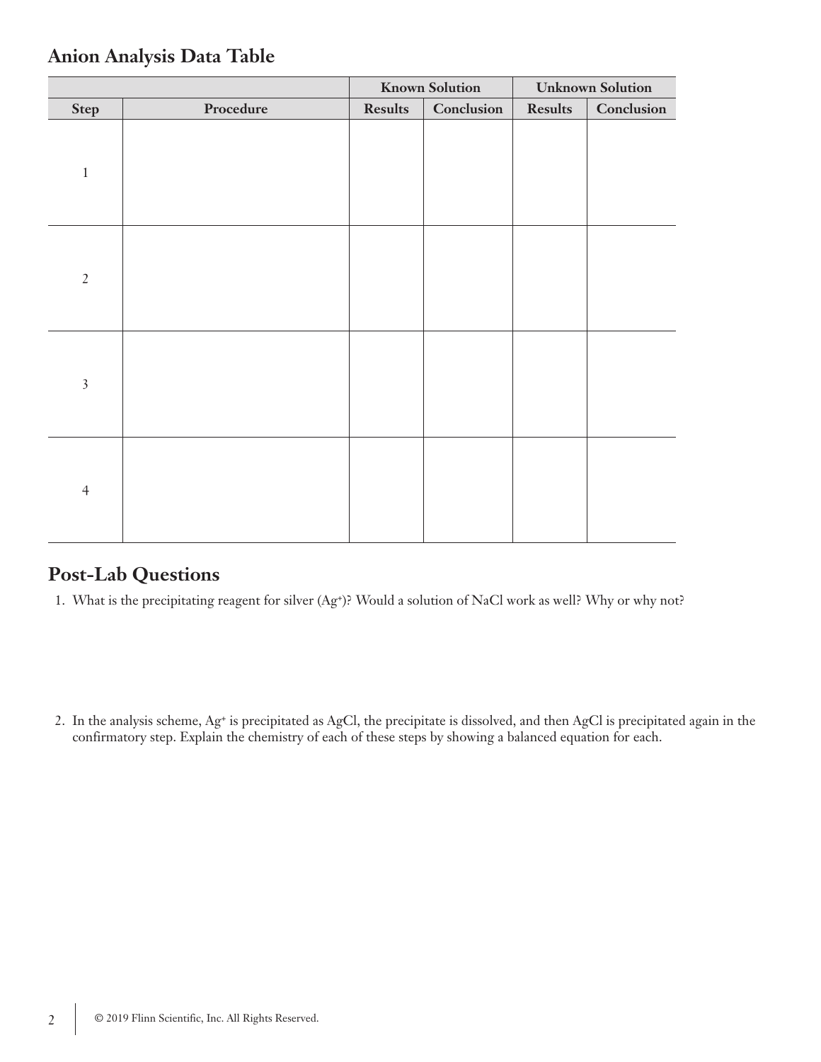## Anion Analysis Data Table

| | | Known Solution | | Unknown Solution | |
|---|---|---|---|---|---|
| **Step** | **Procedure** | **Results** | **Conclusion** | **Results** | **Conclusion** |
| 1 | | | | | |
| 2 | | | | | |
| 3 | | | | | |
| 4 | | | | | |

## Post-Lab Questions

1. What is the precipitating reagent for silver ($Ag^+$)? Would a solution of NaCl work as well? Why or why not?

2. In the analysis scheme, $Ag^+$ is precipitated as AgCl, the precipitate is dissolved, and then AgCl is precipitated again in the confirmatory step. Explain the chemistry of each of these steps by showing a balanced equation for each.

© 2019 Flinn Scientific, Inc. All Rights Reserved.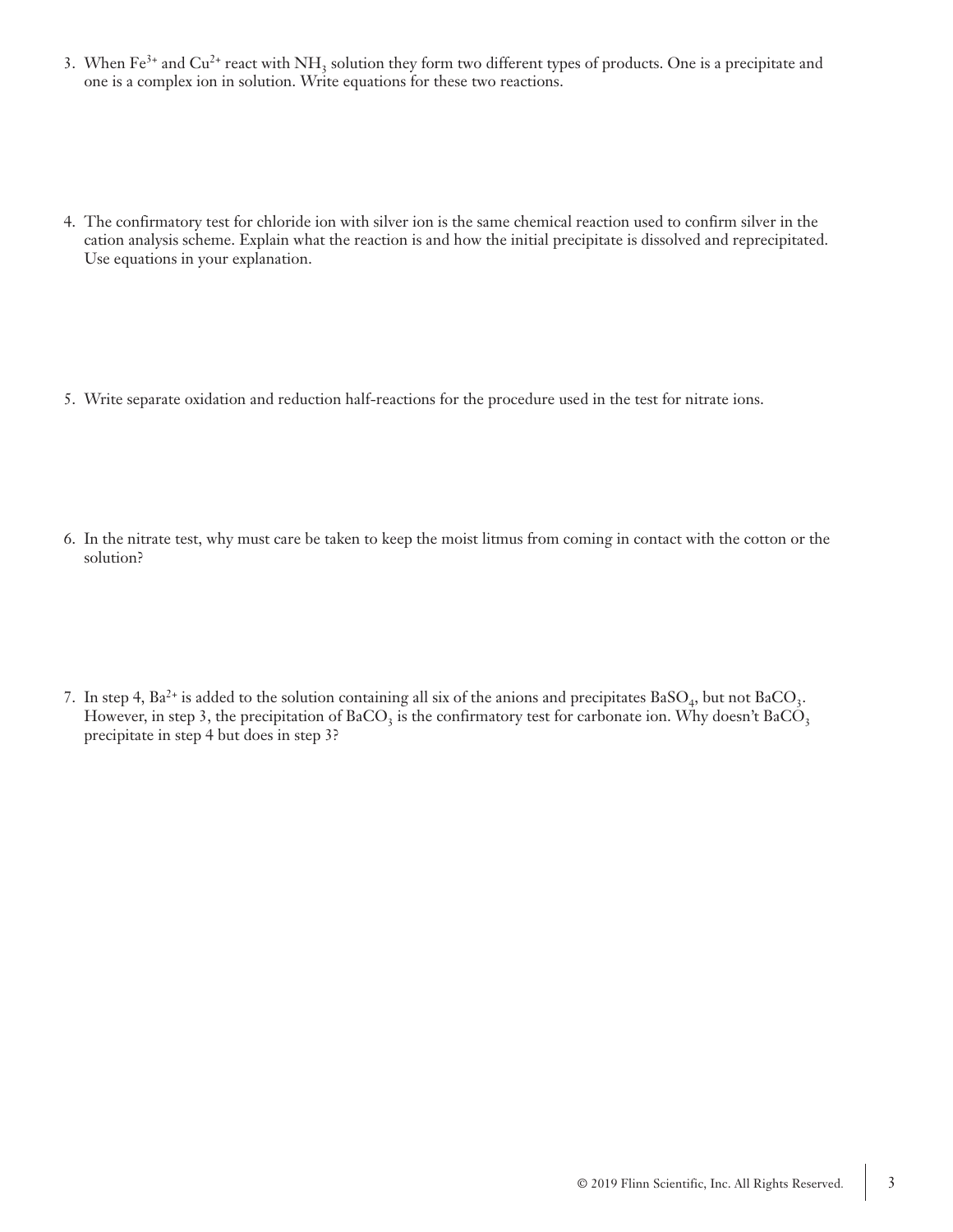3. When $Fe^{3+}$ and $Cu^{2+}$ react with $NH_3$ solution they form two different types of products. One is a precipitate and one is a complex ion in solution. Write equations for these two reactions.

4. The confirmatory test for chloride ion with silver ion is the same chemical reaction used to confirm silver in the cation analysis scheme. Explain what the reaction is and how the initial precipitate is dissolved and reprecipitated. Use equations in your explanation.

5. Write separate oxidation and reduction half-reactions for the procedure used in the test for nitrate ions.

6. In the nitrate test, why must care be taken to keep the moist litmus from coming in contact with the cotton or the solution?

7. In step 4, $Ba^{2+}$ is added to the solution containing all six of the anions and precipitates $BaSO_4$, but not $BaCO_3$. However, in step 3, the precipitation of $BaCO_3$ is the confirmatory test for carbonate ion. Why doesn't $BaCO_3$ precipitate in step 4 but does in step 3?

© 2019 Flinn Scientific, Inc. All Rights Reserved.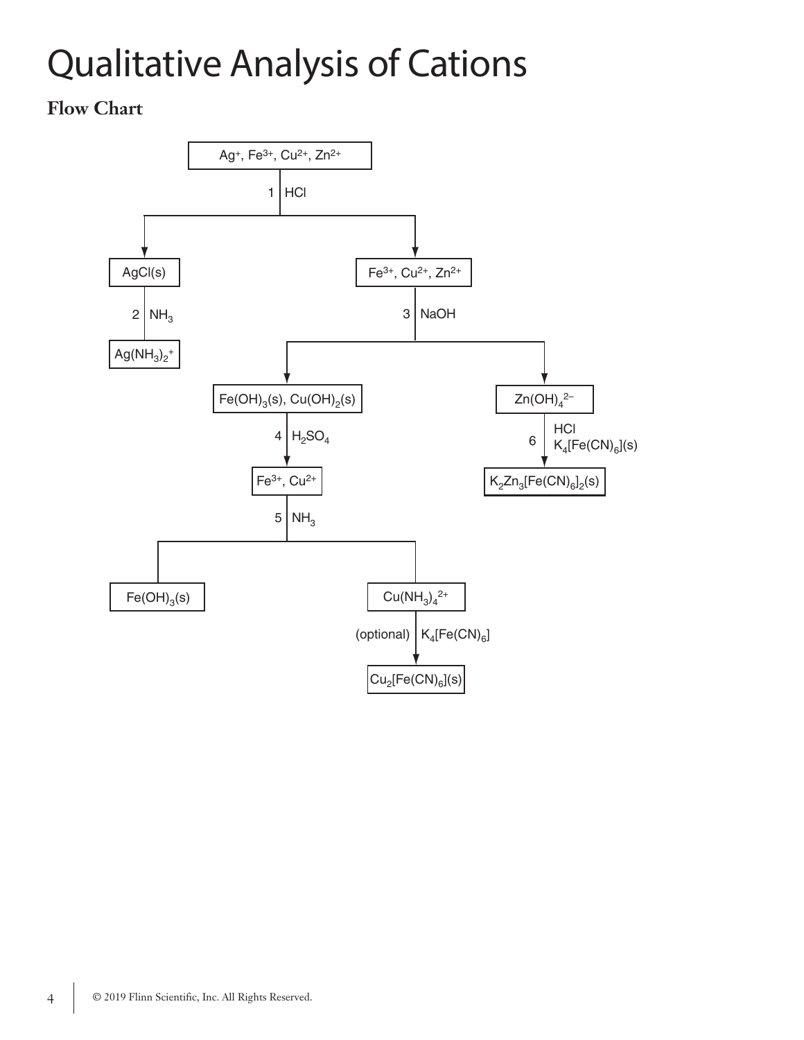# Qualitative Analysis of Cations

## Flow Chart

- $Ag^+$, $Fe^{3+}$, $Cu^{2+}$, $Zn^{2+}$
  - 1 HCl
    - $AgCl(s)$
      - 2 $NH_3$
        - $Ag(NH_3)_2^+$
    - $Fe^{3+}$, $Cu^{2+}$, $Zn^{2+}$
      - 3 NaOH
        - $Fe(OH)_3(s)$, $Cu(OH)_2(s)$
          - 4 $H_2SO_4$
            - $Fe^{3+}$, $Cu^{2+}$
              - 5 $NH_3$
                - $Fe(OH)_3(s)$
                - $Cu(NH_3)_4^{2+}$
                  - (optional) $K_4[Fe(CN)_6]$
                    - $Cu_2[Fe(CN)_6](s)$
        - $Zn(OH)_4^{2-}$
          - 6 HCl, $K_4[Fe(CN)_6](s)$
            - $K_2Zn_3[Fe(CN)_6]_2(s)$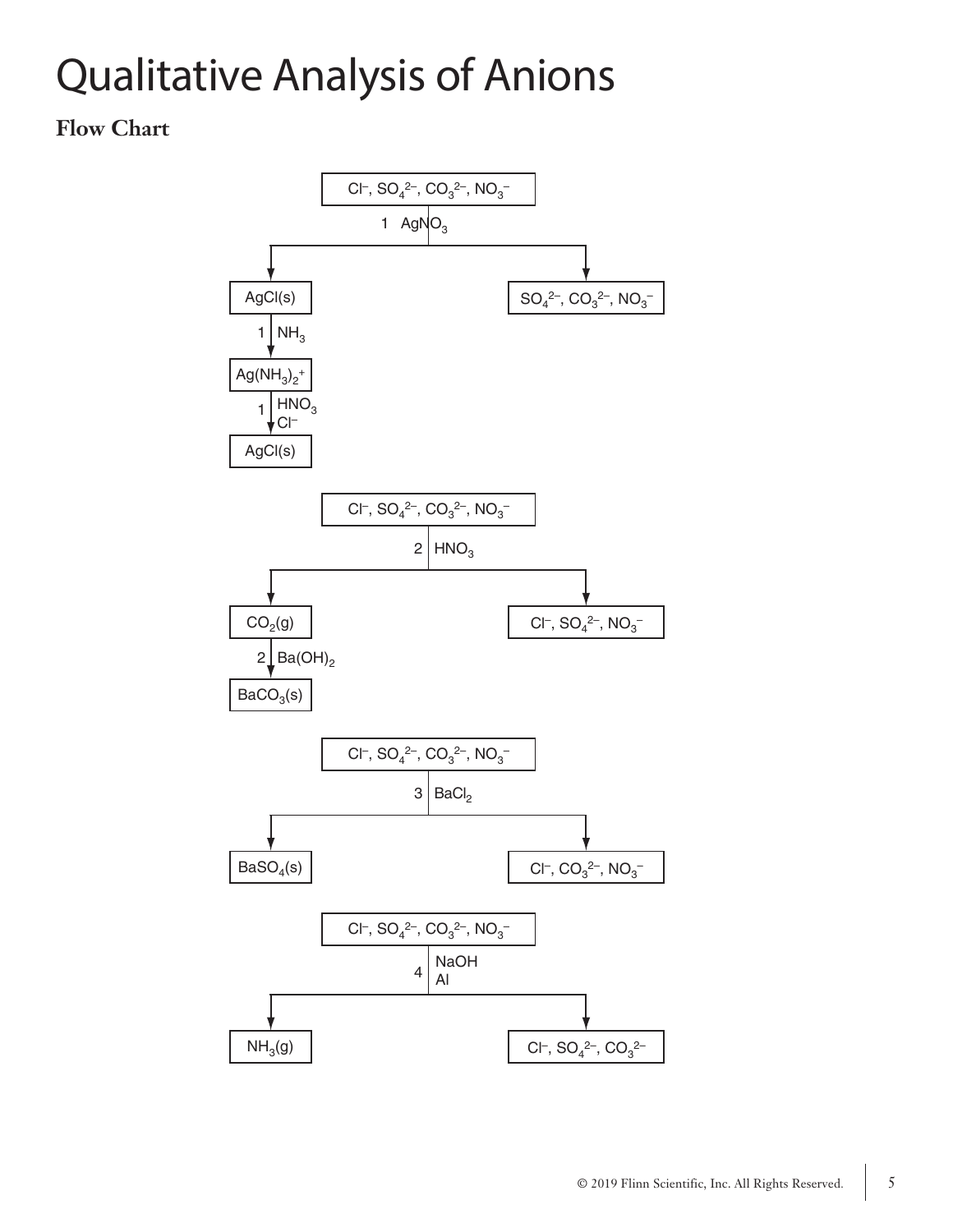# Qualitative Analysis of Anions

**Flow Chart**

$Cl^-$, $SO_4^{2-}$, $CO_3^{2-}$, $NO_3^-$

1 $AgNO_3$

$AgCl(s)$

$SO_4^{2-}$, $CO_3^{2-}$, $NO_3^-$

1 $NH_3$

$Ag(NH_3)_2^+$

1 $HNO_3$ $Cl^-$

$AgCl(s)$

$Cl^-$, $SO_4^{2-}$, $CO_3^{2-}$, $NO_3^-$

2 $HNO_3$

$CO_2(g)$

$Cl^-$, $SO_4^{2-}$, $NO_3^-$

2 $Ba(OH)_2$

$BaCO_3(s)$

$Cl^-$, $SO_4^{2-}$, $CO_3^{2-}$, $NO_3^-$

3 $BaCl_2$

$BaSO_4(s)$

$Cl^-$, $CO_3^{2-}$, $NO_3^-$

$Cl^-$, $SO_4^{2-}$, $CO_3^{2-}$, $NO_3^-$

4 NaOH Al

$NH_3(g)$

$Cl^-$, $SO_4^{2-}$, $CO_3^{2-}$

© 2019 Flinn Scientific, Inc. All Rights Reserved.